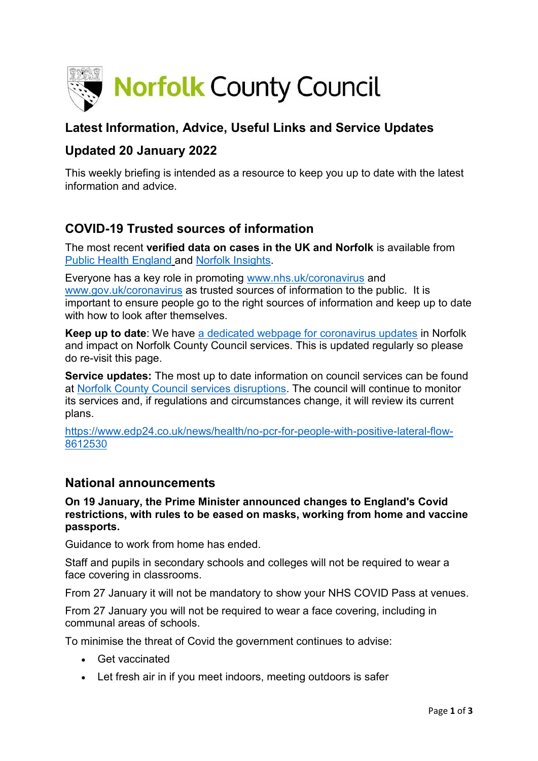# Norfolk County Council

## Latest Information, Advice, Useful Links and Service Updates

## Updated 20 January 2022

This weekly briefing is intended as a resource to keep you up to date with the latest information and advice.

## COVID-19 Trusted sources of information

The most recent **verified data on cases in the UK and Norfolk** is available from [Public Health England](#) and [Norfolk Insights](#).

Everyone has a key role in promoting [www.nhs.uk/coronavirus](http://www.nhs.uk/coronavirus) and [www.gov.uk/coronavirus](http://www.gov.uk/coronavirus) as trusted sources of information to the public. It is important to ensure people go to the right sources of information and keep up to date with how to look after themselves.

**Keep up to date**: We have [a dedicated webpage for coronavirus updates](#) in Norfolk and impact on Norfolk County Council services. This is updated regularly so please do re-visit this page.

**Service updates:** The most up to date information on council services can be found at [Norfolk County Council services disruptions](#). The council will continue to monitor its services and, if regulations and circumstances change, it will review its current plans.

[https://www.edp24.co.uk/news/health/no-pcr-for-people-with-positive-lateral-flow-8612530](https://www.edp24.co.uk/news/health/no-pcr-for-people-with-positive-lateral-flow-8612530)

## National announcements

**On 19 January, the Prime Minister announced changes to England's Covid restrictions, with rules to be eased on masks, working from home and vaccine passports.**

Guidance to work from home has ended.

Staff and pupils in secondary schools and colleges will not be required to wear a face covering in classrooms.

From 27 January it will not be mandatory to show your NHS COVID Pass at venues.

From 27 January you will not be required to wear a face covering, including in communal areas of schools.

To minimise the threat of Covid the government continues to advise:

- Get vaccinated
- Let fresh air in if you meet indoors, meeting outdoors is safer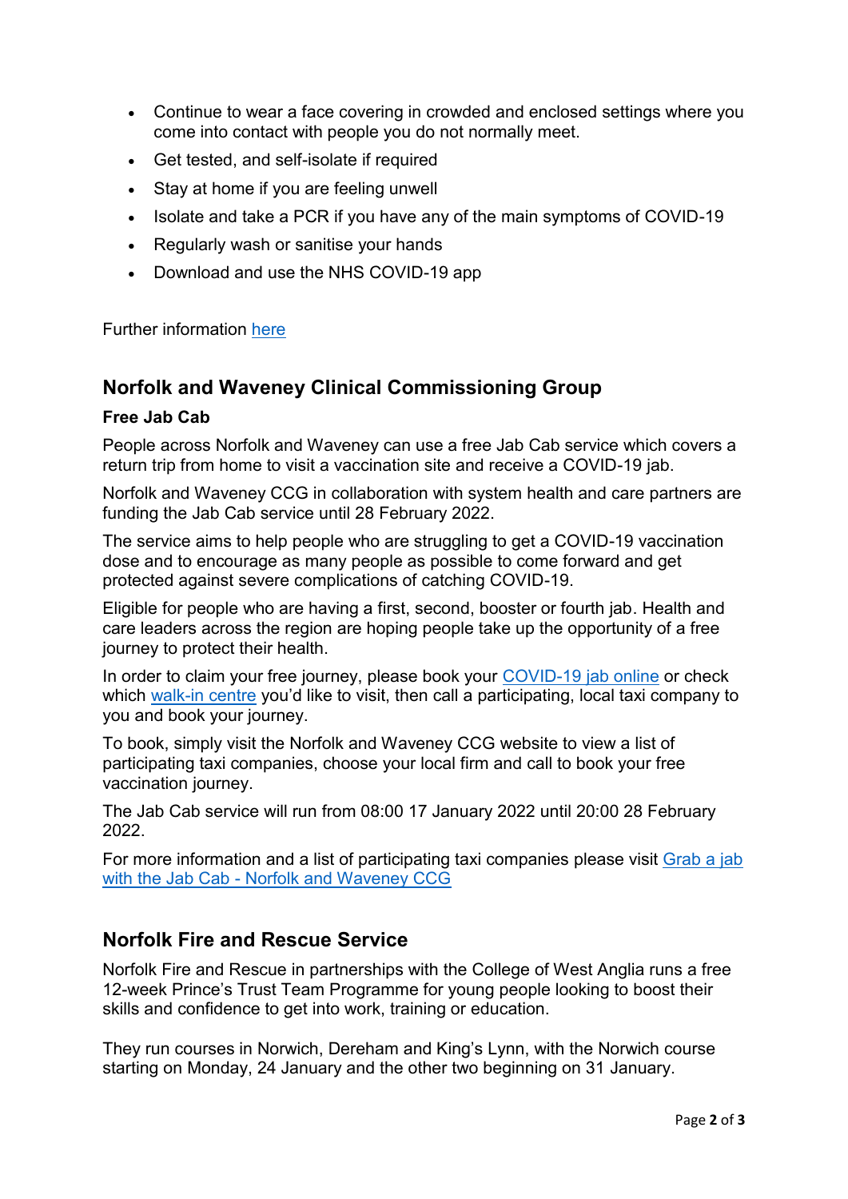- Continue to wear a face covering in crowded and enclosed settings where you come into contact with people you do not normally meet.
- Get tested, and self-isolate if required
- Stay at home if you are feeling unwell
- Isolate and take a PCR if you have any of the main symptoms of COVID-19
- Regularly wash or sanitise your hands
- Download and use the NHS COVID-19 app

Further information here

## Norfolk and Waveney Clinical Commissioning Group

**Free Jab Cab**

People across Norfolk and Waveney can use a free Jab Cab service which covers a return trip from home to visit a vaccination site and receive a COVID-19 jab.

Norfolk and Waveney CCG in collaboration with system health and care partners are funding the Jab Cab service until 28 February 2022.

The service aims to help people who are struggling to get a COVID-19 vaccination dose and to encourage as many people as possible to come forward and get protected against severe complications of catching COVID-19.

Eligible for people who are having a first, second, booster or fourth jab. Health and care leaders across the region are hoping people take up the opportunity of a free journey to protect their health.

In order to claim your free journey, please book your COVID-19 jab online or check which walk-in centre you'd like to visit, then call a participating, local taxi company to you and book your journey.

To book, simply visit the Norfolk and Waveney CCG website to view a list of participating taxi companies, choose your local firm and call to book your free vaccination journey.

The Jab Cab service will run from 08:00 17 January 2022 until 20:00 28 February 2022.

For more information and a list of participating taxi companies please visit Grab a jab with the Jab Cab - Norfolk and Waveney CCG

## Norfolk Fire and Rescue Service

Norfolk Fire and Rescue in partnerships with the College of West Anglia runs a free 12-week Prince's Trust Team Programme for young people looking to boost their skills and confidence to get into work, training or education.

They run courses in Norwich, Dereham and King's Lynn, with the Norwich course starting on Monday, 24 January and the other two beginning on 31 January.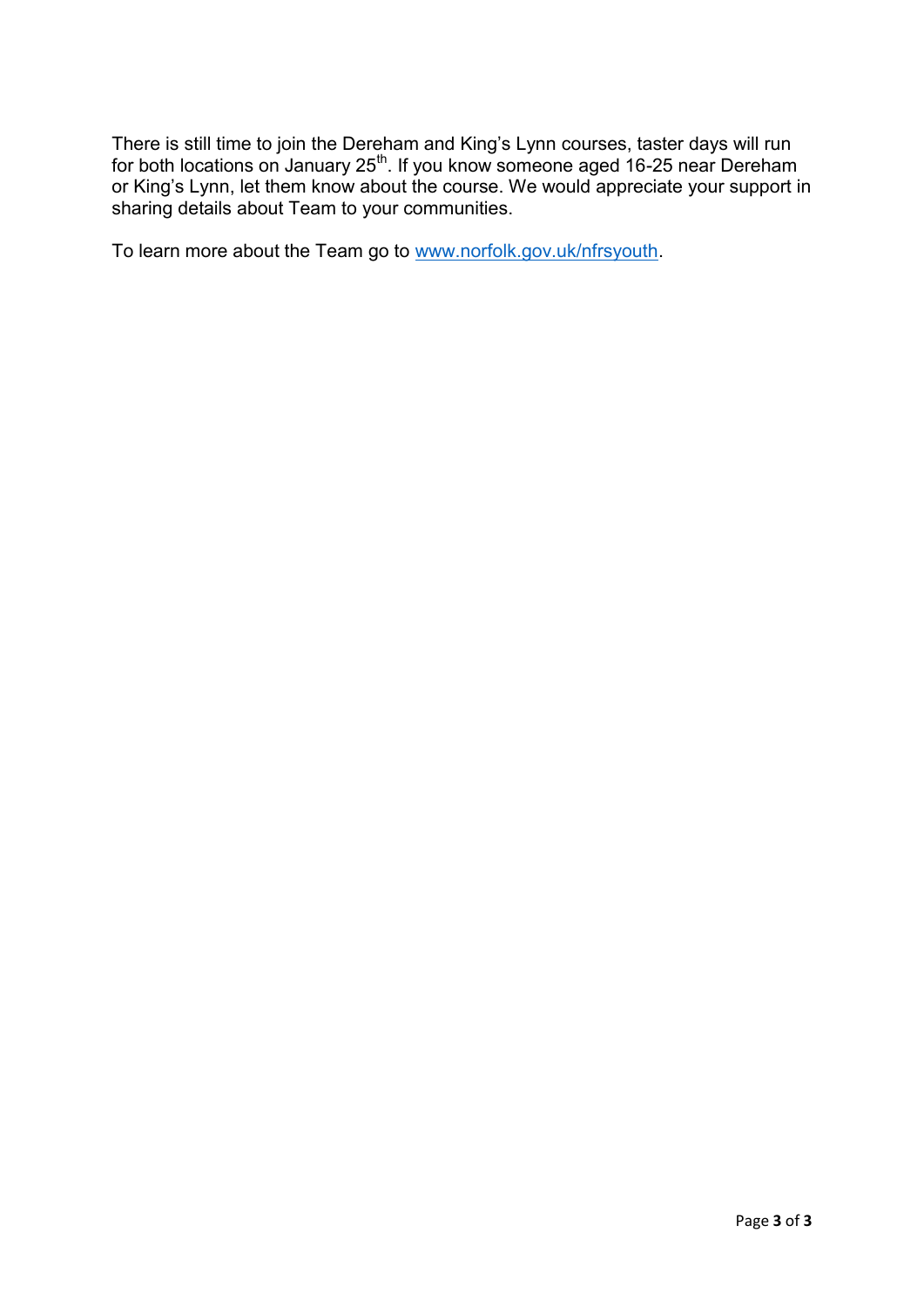There is still time to join the Dereham and King's Lynn courses, taster days will run for both locations on January 25th. If you know someone aged 16-25 near Dereham or King's Lynn, let them know about the course. We would appreciate your support in sharing details about Team to your communities.

To learn more about the Team go to [www.norfolk.gov.uk/nfrsyouth](http://www.norfolk.gov.uk/nfrsyouth).